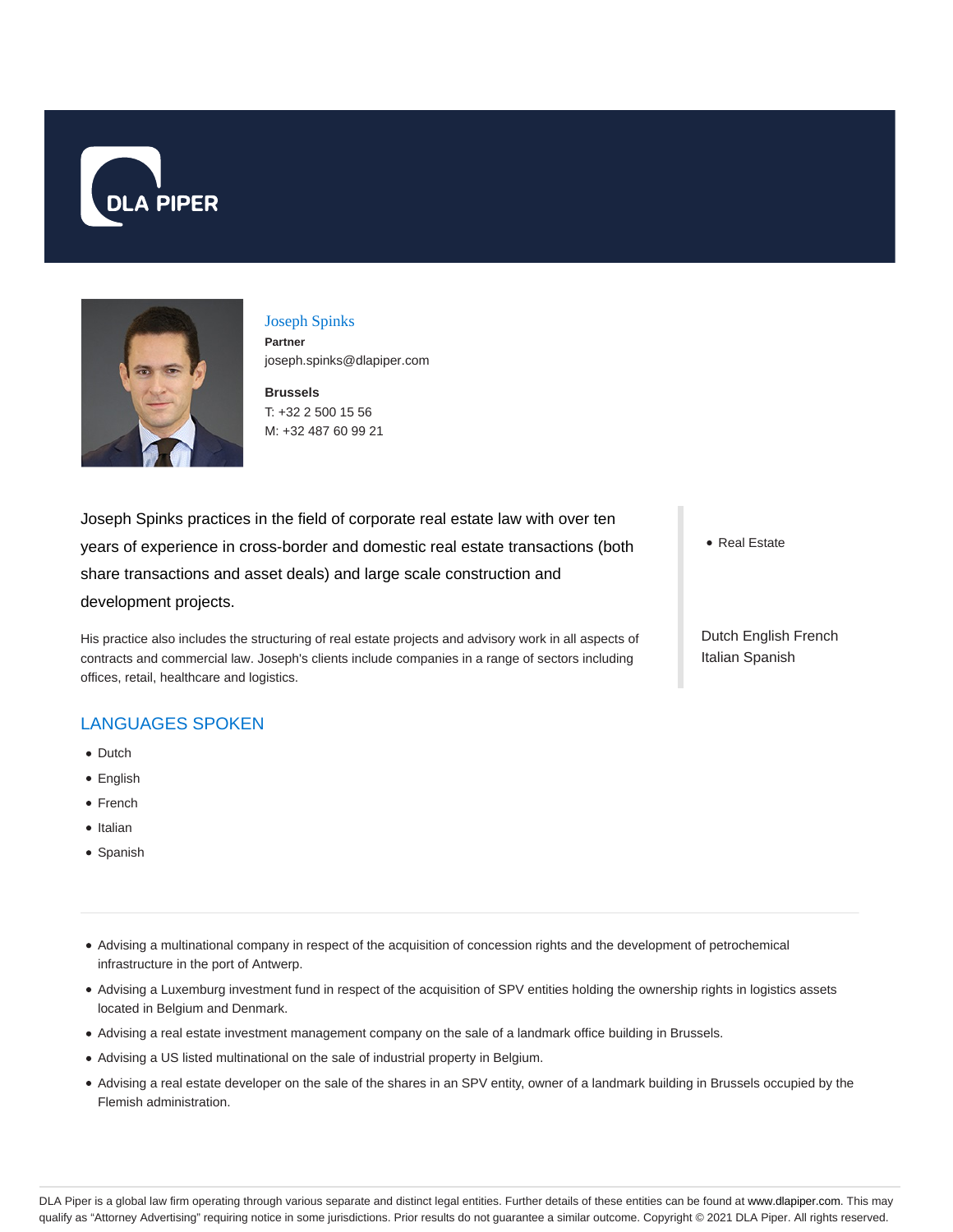DLA PIPER

## Joseph Spinks

**Partner**

joseph.spinks@dlapiper.com

**Brussels**

T: +32 2 500 15 56

M: +32 487 60 99 21

Joseph Spinks practices in the field of corporate real estate law with over ten years of experience in cross-border and domestic real estate transactions (both share transactions and asset deals) and large scale construction and development projects.

His practice also includes the structuring of real estate projects and advisory work in all aspects of contracts and commercial law. Joseph's clients include companies in a range of sectors including offices, retail, healthcare and logistics.

- Real Estate

Dutch English French Italian Spanish

## LANGUAGES SPOKEN

- Dutch
- English
- French
- Italian
- Spanish

---

- Advising a multinational company in respect of the acquisition of concession rights and the development of petrochemical infrastructure in the port of Antwerp.
- Advising a Luxemburg investment fund in respect of the acquisition of SPV entities holding the ownership rights in logistics assets located in Belgium and Denmark.
- Advising a real estate investment management company on the sale of a landmark office building in Brussels.
- Advising a US listed multinational on the sale of industrial property in Belgium.
- Advising a real estate developer on the sale of the shares in an SPV entity, owner of a landmark building in Brussels occupied by the Flemish administration.

DLA Piper is a global law firm operating through various separate and distinct legal entities. Further details of these entities can be found at www.dlapiper.com. This may qualify as "Attorney Advertising" requiring notice in some jurisdictions. Prior results do not guarantee a similar outcome. Copyright © 2021 DLA Piper. All rights reserved.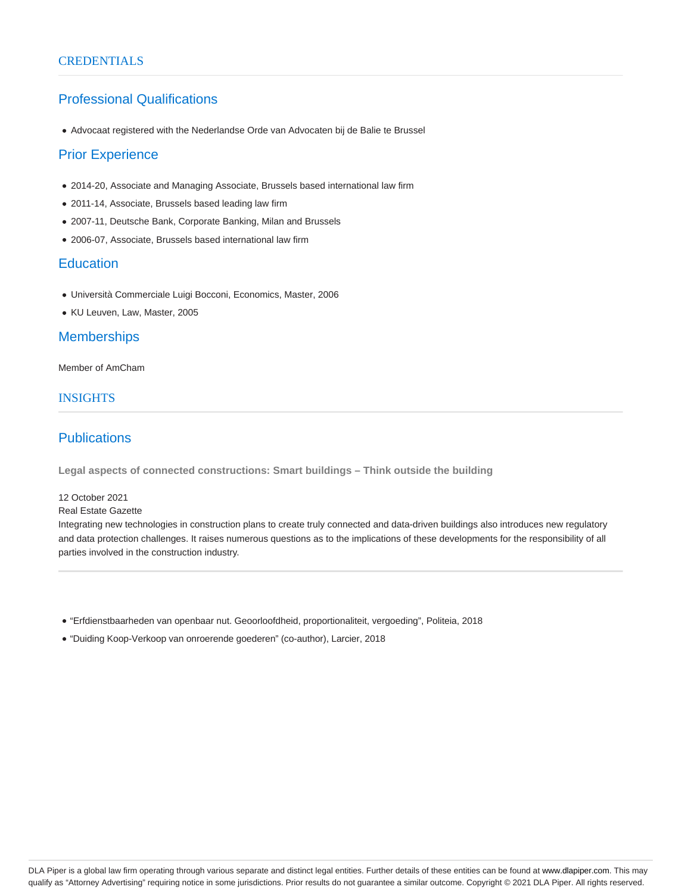## CREDENTIALS

### Professional Qualifications

- Advocaat registered with the Nederlandse Orde van Advocaten bij de Balie te Brussel

### Prior Experience

- 2014-20, Associate and Managing Associate, Brussels based international law firm
- 2011-14, Associate, Brussels based leading law firm
- 2007-11, Deutsche Bank, Corporate Banking, Milan and Brussels
- 2006-07, Associate, Brussels based international law firm

### Education

- Università Commerciale Luigi Bocconi, Economics, Master, 2006
- KU Leuven, Law, Master, 2005

### Memberships

Member of AmCham

## INSIGHTS

### Publications

**Legal aspects of connected constructions: Smart buildings – Think outside the building**

12 October 2021
Real Estate Gazette
Integrating new technologies in construction plans to create truly connected and data-driven buildings also introduces new regulatory and data protection challenges. It raises numerous questions as to the implications of these developments for the responsibility of all parties involved in the construction industry.

---

- "Erfdienstbaarheden van openbaar nut. Geoorloofdheid, proportionaliteit, vergoeding", Politeia, 2018
- "Duiding Koop-Verkoop van onroerende goederen" (co-author), Larcier, 2018

DLA Piper is a global law firm operating through various separate and distinct legal entities. Further details of these entities can be found at www.dlapiper.com. This may qualify as "Attorney Advertising" requiring notice in some jurisdictions. Prior results do not guarantee a similar outcome. Copyright © 2021 DLA Piper. All rights reserved.